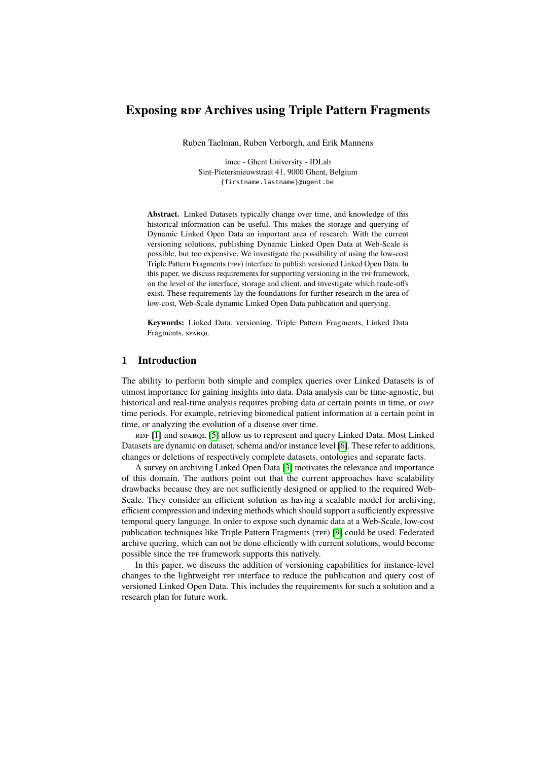# Exposing RDF Archives using Triple Pattern Fragments

Ruben Taelman, Ruben Verborgh, and Erik Mannens

imec - Ghent University - IDLab
Sint-Pietersnieuwstraat 41, 9000 Ghent, Belgium
{firstname.lastname}@ugent.be

**Abstract.** Linked Datasets typically change over time, and knowledge of this historical information can be useful. This makes the storage and querying of Dynamic Linked Open Data an important area of research. With the current versioning solutions, publishing Dynamic Linked Open Data at Web-Scale is possible, but too expensive. We investigate the possibility of using the low-cost Triple Pattern Fragments (TPF) interface to publish versioned Linked Open Data. In this paper, we discuss requirements for supporting versioning in the TPF framework, on the level of the interface, storage and client, and investigate which trade-offs exist. These requirements lay the foundations for further research in the area of low-cost, Web-Scale dynamic Linked Open Data publication and querying.

**Keywords:** Linked Data, versioning, Triple Pattern Fragments, Linked Data Fragments, SPARQL

## 1 Introduction

The ability to perform both simple and complex queries over Linked Datasets is of utmost importance for gaining insights into data. Data analysis can be time-agnostic, but historical and real-time analysis requires probing data *at* certain points in time, or *over* time periods. For example, retrieving biomedical patient information at a certain point in time, or analyzing the evolution of a disease over time.

RDF [1] and SPARQL [5] allow us to represent and query Linked Data. Most Linked Datasets are dynamic on dataset, schema and/or instance level [6]. These refer to additions, changes or deletions of respectively complete datasets, ontologies and separate facts.

A survey on archiving Linked Open Data [3] motivates the relevance and importance of this domain. The authors point out that the current approaches have scalability drawbacks because they are not sufficiently designed or applied to the required Web-Scale. They consider an efficient solution as having a scalable model for archiving, efficient compression and indexing methods which should support a sufficiently expressive temporal query language. In order to expose such dynamic data at a Web-Scale, low-cost publication techniques like Triple Pattern Fragments (TPF) [9] could be used. Federated archive quering, which can not be done efficiently with current solutions, would become possible since the TPF framework supports this natively.

In this paper, we discuss the addition of versioning capabilities for instance-level changes to the lightweight TPF interface to reduce the publication and query cost of versioned Linked Open Data. This includes the requirements for such a solution and a research plan for future work.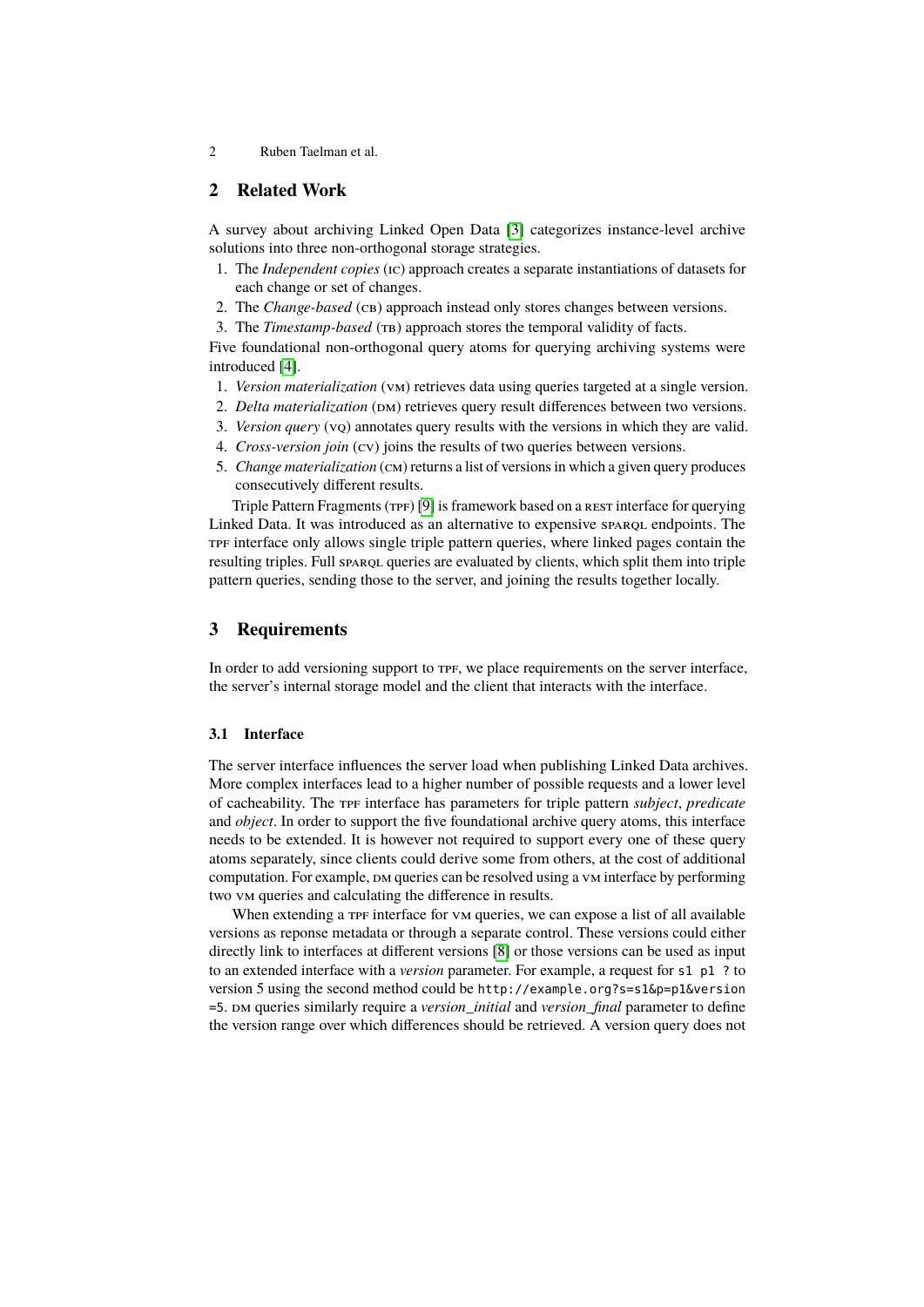## 2 Related Work

A survey about archiving Linked Open Data [3] categorizes instance-level archive solutions into three non-orthogonal storage strategies.

1. The *Independent copies* (IC) approach creates a separate instantiations of datasets for each change or set of changes.
2. The *Change-based* (CB) approach instead only stores changes between versions.
3. The *Timestamp-based* (TB) approach stores the temporal validity of facts.

Five foundational non-orthogonal query atoms for querying archiving systems were introduced [4].

1. *Version materialization* (VM) retrieves data using queries targeted at a single version.
2. *Delta materialization* (DM) retrieves query result differences between two versions.
3. *Version query* (VQ) annotates query results with the versions in which they are valid.
4. *Cross-version join* (CV) joins the results of two queries between versions.
5. *Change materialization* (CM) returns a list of versions in which a given query produces consecutively different results.

Triple Pattern Fragments (TPF) [9] is framework based on a REST interface for querying Linked Data. It was introduced as an alternative to expensive SPARQL endpoints. The TPF interface only allows single triple pattern queries, where linked pages contain the resulting triples. Full SPARQL queries are evaluated by clients, which split them into triple pattern queries, sending those to the server, and joining the results together locally.

## 3 Requirements

In order to add versioning support to TPF, we place requirements on the server interface, the server's internal storage model and the client that interacts with the interface.

### 3.1 Interface

The server interface influences the server load when publishing Linked Data archives. More complex interfaces lead to a higher number of possible requests and a lower level of cacheability. The TPF interface has parameters for triple pattern *subject*, *predicate* and *object*. In order to support the five foundational archive query atoms, this interface needs to be extended. It is however not required to support every one of these query atoms separately, since clients could derive some from others, at the cost of additional computation. For example, DM queries can be resolved using a VM interface by performing two VM queries and calculating the difference in results.

When extending a TPF interface for VM queries, we can expose a list of all available versions as reponse metadata or through a separate control. These versions could either directly link to interfaces at different versions [8] or those versions can be used as input to an extended interface with a *version* parameter. For example, a request for `s1 p1 ?` to version 5 using the second method could be `http://example.org?s=s1&p=p1&version=5`. DM queries similarly require a *version_initial* and *version_final* parameter to define the version range over which differences should be retrieved. A version query does not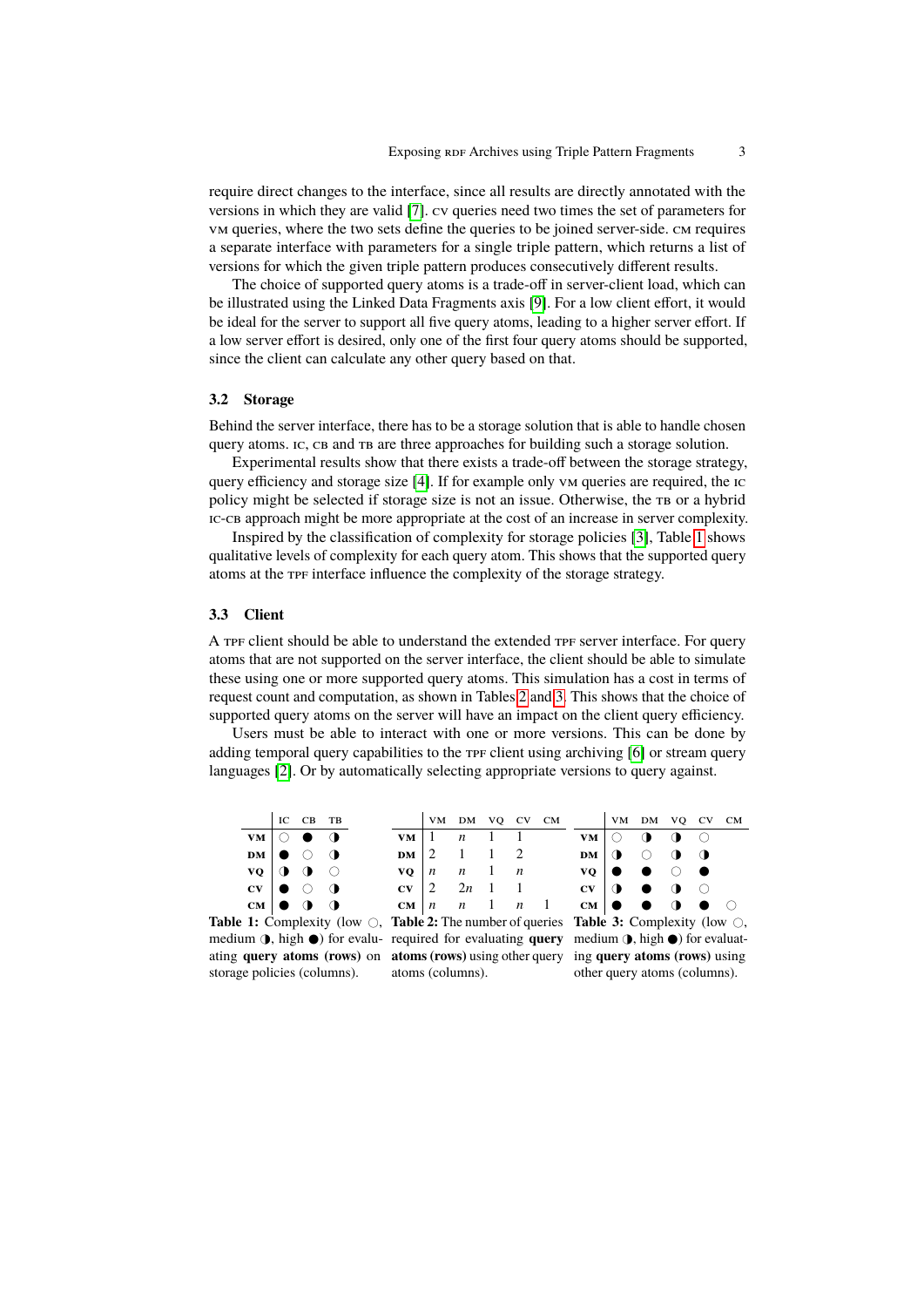require direct changes to the interface, since all results are directly annotated with the versions in which they are valid [7]. CV queries need two times the set of parameters for VM queries, where the two sets define the queries to be joined server-side. CM requires a separate interface with parameters for a single triple pattern, which returns a list of versions for which the given triple pattern produces consecutively different results.

The choice of supported query atoms is a trade-off in server-client load, which can be illustrated using the Linked Data Fragments axis [9]. For a low client effort, it would be ideal for the server to support all five query atoms, leading to a higher server effort. If a low server effort is desired, only one of the first four query atoms should be supported, since the client can calculate any other query based on that.

### 3.2 Storage

Behind the server interface, there has to be a storage solution that is able to handle chosen query atoms. IC, CB and TB are three approaches for building such a storage solution.

Experimental results show that there exists a trade-off between the storage strategy, query efficiency and storage size [4]. If for example only VM queries are required, the IC policy might be selected if storage size is not an issue. Otherwise, the TB or a hybrid IC-CB approach might be more appropriate at the cost of an increase in server complexity.

Inspired by the classification of complexity for storage policies [3], Table 1 shows qualitative levels of complexity for each query atom. This shows that the supported query atoms at the TPF interface influence the complexity of the storage strategy.

### 3.3 Client

A TPF client should be able to understand the extended TPF server interface. For query atoms that are not supported on the server interface, the client should be able to simulate these using one or more supported query atoms. This simulation has a cost in terms of request count and computation, as shown in Tables 2 and 3. This shows that the choice of supported query atoms on the server will have an impact on the client query efficiency.

Users must be able to interact with one or more versions. This can be done by adding temporal query capabilities to the TPF client using archiving [6] or stream query languages [2]. Or by automatically selecting appropriate versions to query against.

| | IC | CB | TB |
|---|---|---|---|
| **VM** | ○ | ● | ◑ |
| **DM** | ● | ○ | ◑ |
| **VQ** | ◑ | ◑ | ○ |
| **CV** | ● | ○ | ◑ |
| **CM** | ● | ◑ | ◑ |

**Table 1:** Complexity (low ○, medium ◑, high ●) for evaluating **query atoms (rows)** on storage policies (columns).

| | VM | DM | VQ | CV | CM |
|---|---|---|---|---|---|
| **VM** | 1 | $n$ | 1 | 1 | |
| **DM** | 2 | 1 | 1 | 2 | |
| **VQ** | $n$ | $n$ | 1 | $n$ | |
| **CV** | 2 | $2n$ | 1 | 1 | |
| **CM** | $n$ | $n$ | 1 | $n$ | 1 |

**Table 2:** The number of queries required for evaluating **query atoms (rows)** using other query atoms (columns).

| | VM | DM | VQ | CV | CM |
|---|---|---|---|---|---|
| **VM** | ○ | ◑ | ◑ | ○ | |
| **DM** | ◑ | ○ | ◑ | ◑ | |
| **VQ** | ● | ● | ○ | ● | |
| **CV** | ◑ | ● | ◑ | ○ | |
| **CM** | ● | ● | ◑ | ● | ○ |

**Table 3:** Complexity (low ○, medium ◑, high ●) for evaluating **query atoms (rows)** using other query atoms (columns).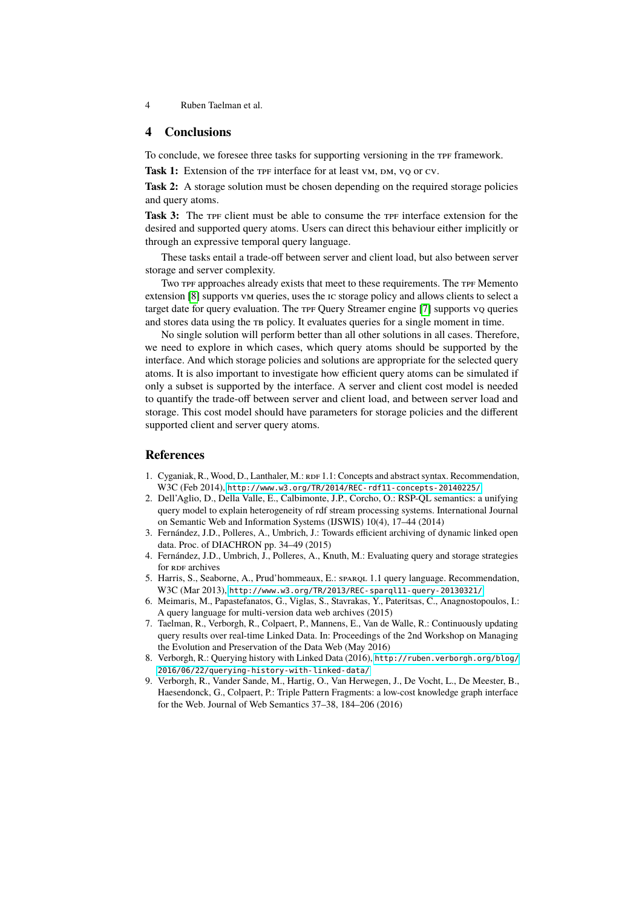## 4 Conclusions

To conclude, we foresee three tasks for supporting versioning in the TPF framework.

**Task 1:** Extension of the TPF interface for at least VM, DM, VQ or CV.

**Task 2:** A storage solution must be chosen depending on the required storage policies and query atoms.

**Task 3:** The TPF client must be able to consume the TPF interface extension for the desired and supported query atoms. Users can direct this behaviour either implicitly or through an expressive temporal query language.

These tasks entail a trade-off between server and client load, but also between server storage and server complexity.

Two TPF approaches already exists that meet to these requirements. The TPF Memento extension [8] supports VM queries, uses the IC storage policy and allows clients to select a target date for query evaluation. The TPF Query Streamer engine [7] supports VQ queries and stores data using the TB policy. It evaluates queries for a single moment in time.

No single solution will perform better than all other solutions in all cases. Therefore, we need to explore in which cases, which query atoms should be supported by the interface. And which storage policies and solutions are appropriate for the selected query atoms. It is also important to investigate how efficient query atoms can be simulated if only a subset is supported by the interface. A server and client cost model is needed to quantify the trade-off between server and client load, and between server load and storage. This cost model should have parameters for storage policies and the different supported client and server query atoms.

## References

1. Cyganiak, R., Wood, D., Lanthaler, M.: RDF 1.1: Concepts and abstract syntax. Recommendation, W3C (Feb 2014), http://www.w3.org/TR/2014/REC-rdf11-concepts-20140225/
2. Dell'Aglio, D., Della Valle, E., Calbimonte, J.P., Corcho, O.: RSP-QL semantics: a unifying query model to explain heterogeneity of rdf stream processing systems. International Journal on Semantic Web and Information Systems (IJSWIS) 10(4), 17–44 (2014)
3. Fernández, J.D., Polleres, A., Umbrich, J.: Towards efficient archiving of dynamic linked open data. Proc. of DIACHRON pp. 34–49 (2015)
4. Fernández, J.D., Umbrich, J., Polleres, A., Knuth, M.: Evaluating query and storage strategies for RDF archives
5. Harris, S., Seaborne, A., Prud'hommeaux, E.: SPARQL 1.1 query language. Recommendation, W3C (Mar 2013), http://www.w3.org/TR/2013/REC-sparql11-query-20130321/
6. Meimaris, M., Papastefanatos, G., Viglas, S., Stavrakas, Y., Pateritsas, C., Anagnostopoulos, I.: A query language for multi-version data web archives (2015)
7. Taelman, R., Verborgh, R., Colpaert, P., Mannens, E., Van de Walle, R.: Continuously updating query results over real-time Linked Data. In: Proceedings of the 2nd Workshop on Managing the Evolution and Preservation of the Data Web (May 2016)
8. Verborgh, R.: Querying history with Linked Data (2016), http://ruben.verborgh.org/blog/2016/06/22/querying-history-with-linked-data/
9. Verborgh, R., Vander Sande, M., Hartig, O., Van Herwegen, J., De Vocht, L., De Meester, B., Haesendonck, G., Colpaert, P.: Triple Pattern Fragments: a low-cost knowledge graph interface for the Web. Journal of Web Semantics 37–38, 184–206 (2016)